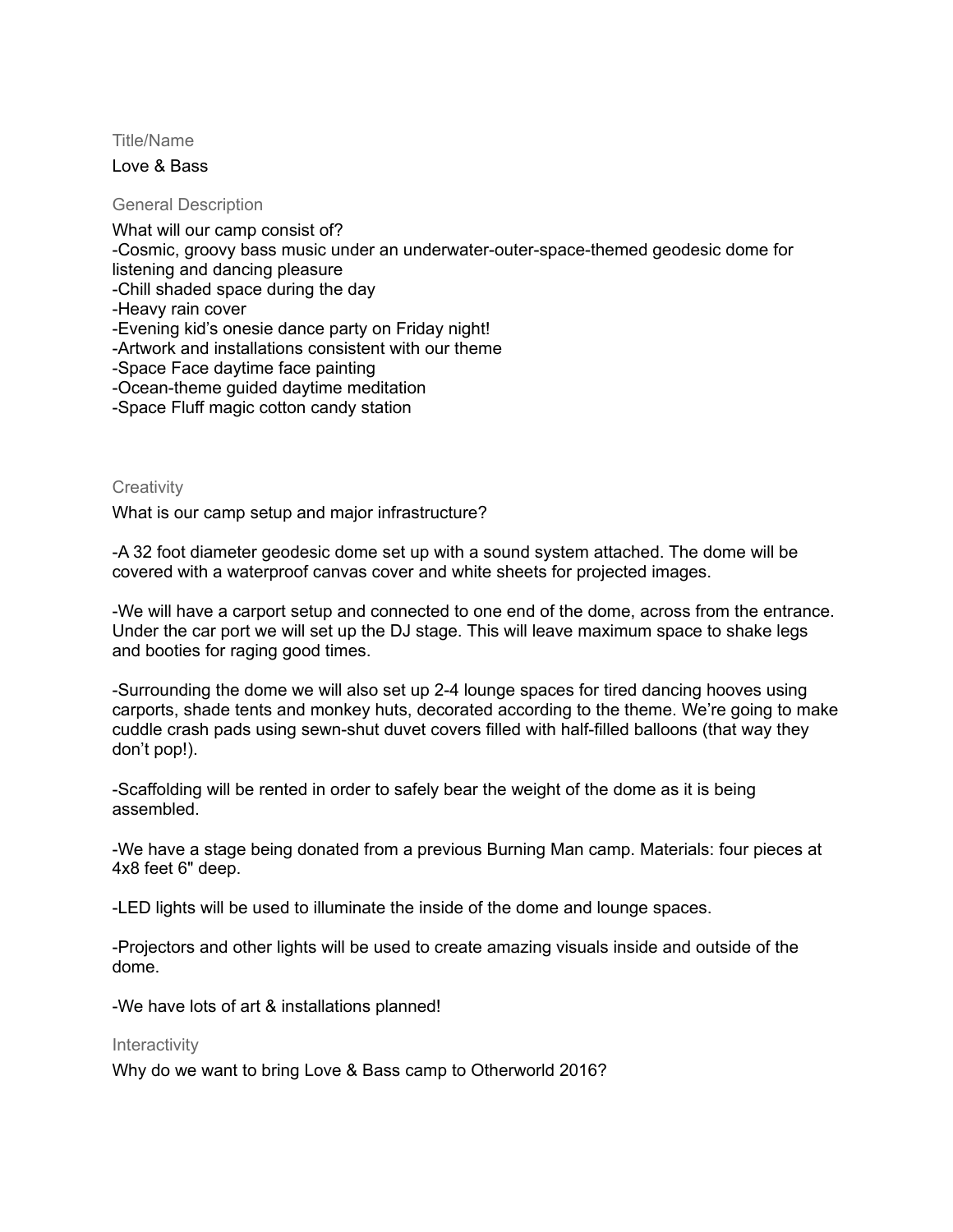## Title/Name

Love & Bass

## General Description

What will our camp consist of?

- Cosmic, groovy bass music under an underwater-outer-space-themed geodesic dome for listening and dancing pleasure
- Chill shaded space during the day
- Heavy rain cover
- Evening kid's onesie dance party on Friday night!
- Artwork and installations consistent with our theme
- Space Face daytime face painting
- Ocean-theme guided daytime meditation
- Space Fluff magic cotton candy station

## Creativity

What is our camp setup and major infrastructure?

-A 32 foot diameter geodesic dome set up with a sound system attached. The dome will be covered with a waterproof canvas cover and white sheets for projected images.

-We will have a carport setup and connected to one end of the dome, across from the entrance. Under the car port we will set up the DJ stage. This will leave maximum space to shake legs and booties for raging good times.

-Surrounding the dome we will also set up 2-4 lounge spaces for tired dancing hooves using carports, shade tents and monkey huts, decorated according to the theme. We're going to make cuddle crash pads using sewn-shut duvet covers filled with half-filled balloons (that way they don't pop!).

-Scaffolding will be rented in order to safely bear the weight of the dome as it is being assembled.

-We have a stage being donated from a previous Burning Man camp. Materials: four pieces at 4x8 feet 6" deep.

-LED lights will be used to illuminate the inside of the dome and lounge spaces.

-Projectors and other lights will be used to create amazing visuals inside and outside of the dome.

-We have lots of art & installations planned!

## Interactivity

Why do we want to bring Love & Bass camp to Otherworld 2016?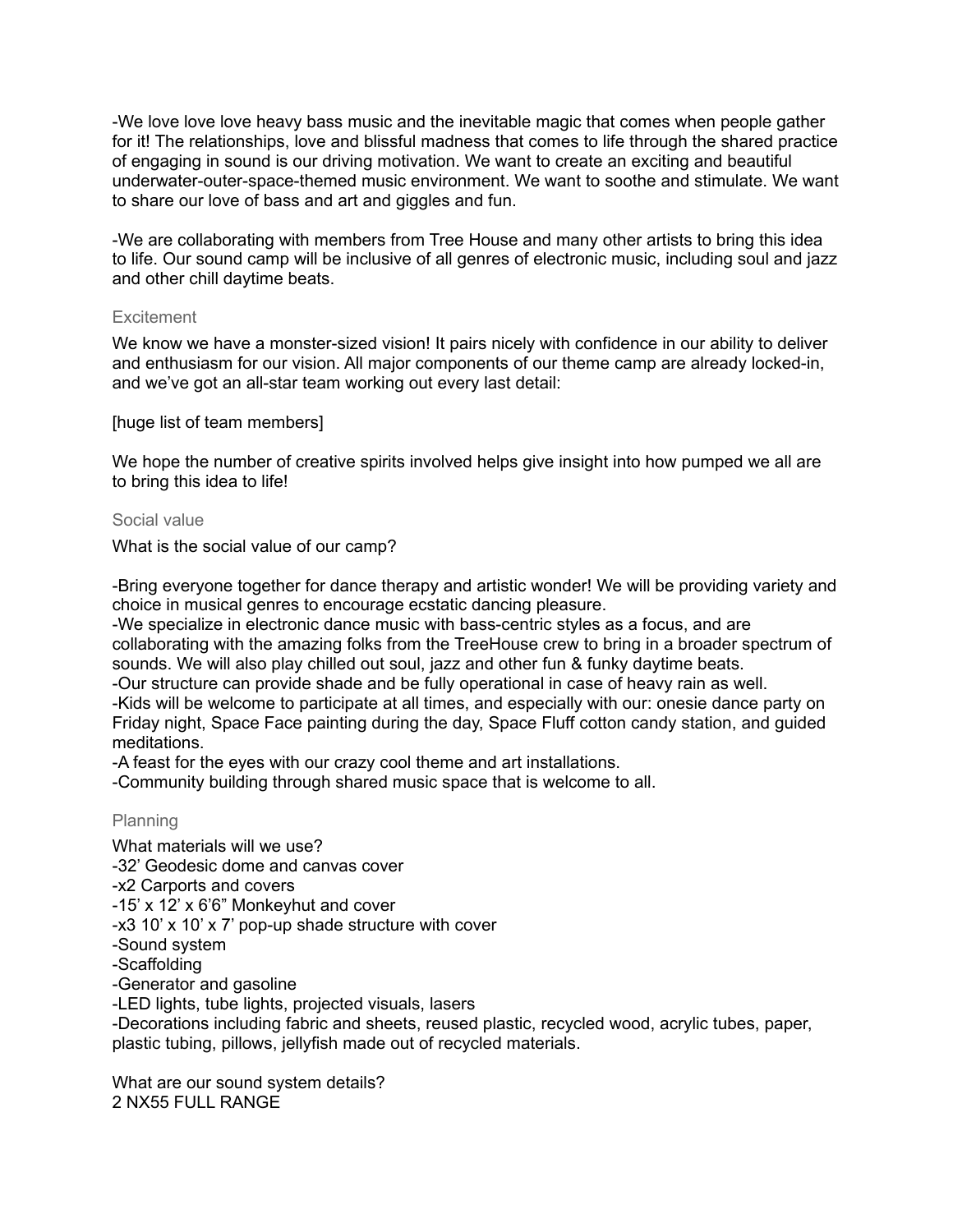-We love love love heavy bass music and the inevitable magic that comes when people gather for it! The relationships, love and blissful madness that comes to life through the shared practice of engaging in sound is our driving motivation. We want to create an exciting and beautiful underwater-outer-space-themed music environment. We want to soothe and stimulate. We want to share our love of bass and art and giggles and fun.

-We are collaborating with members from Tree House and many other artists to bring this idea to life. Our sound camp will be inclusive of all genres of electronic music, including soul and jazz and other chill daytime beats.

## Excitement

We know we have a monster-sized vision! It pairs nicely with confidence in our ability to deliver and enthusiasm for our vision. All major components of our theme camp are already locked-in, and we've got an all-star team working out every last detail:

[huge list of team members]

We hope the number of creative spirits involved helps give insight into how pumped we all are to bring this idea to life!

## Social value

What is the social value of our camp?

-Bring everyone together for dance therapy and artistic wonder! We will be providing variety and choice in musical genres to encourage ecstatic dancing pleasure.
-We specialize in electronic dance music with bass-centric styles as a focus, and are collaborating with the amazing folks from the TreeHouse crew to bring in a broader spectrum of sounds. We will also play chilled out soul, jazz and other fun & funky daytime beats.
-Our structure can provide shade and be fully operational in case of heavy rain as well.
-Kids will be welcome to participate at all times, and especially with our: onesie dance party on Friday night, Space Face painting during the day, Space Fluff cotton candy station, and guided meditations.
-A feast for the eyes with our crazy cool theme and art installations.
-Community building through shared music space that is welcome to all.

## Planning

What materials will we use?
-32' Geodesic dome and canvas cover
-x2 Carports and covers
-15' x 12' x 6'6" Monkeyhut and cover
-x3 10' x 10' x 7' pop-up shade structure with cover
-Sound system
-Scaffolding
-Generator and gasoline
-LED lights, tube lights, projected visuals, lasers
-Decorations including fabric and sheets, reused plastic, recycled wood, acrylic tubes, paper, plastic tubing, pillows, jellyfish made out of recycled materials.

What are our sound system details?
2 NX55 FULL RANGE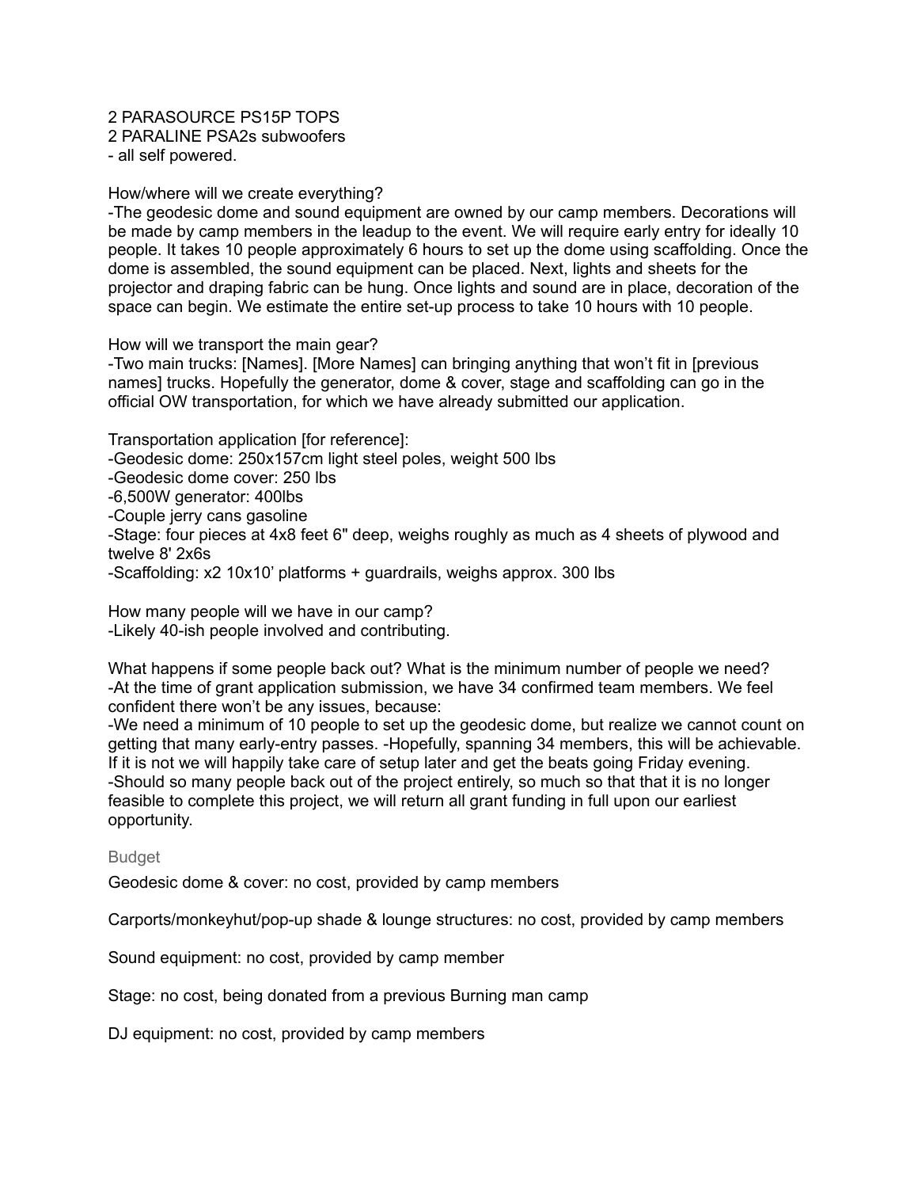2 PARASOURCE PS15P TOPS
2 PARALINE PSA2s subwoofers
- all self powered.

How/where will we create everything?
-The geodesic dome and sound equipment are owned by our camp members. Decorations will be made by camp members in the leadup to the event. We will require early entry for ideally 10 people. It takes 10 people approximately 6 hours to set up the dome using scaffolding. Once the dome is assembled, the sound equipment can be placed. Next, lights and sheets for the projector and draping fabric can be hung. Once lights and sound are in place, decoration of the space can begin. We estimate the entire set-up process to take 10 hours with 10 people.

How will we transport the main gear?
-Two main trucks: [Names]. [More Names] can bringing anything that won't fit in [previous names] trucks. Hopefully the generator, dome & cover, stage and scaffolding can go in the official OW transportation, for which we have already submitted our application.

Transportation application [for reference]:
-Geodesic dome: 250x157cm light steel poles, weight 500 lbs
-Geodesic dome cover: 250 lbs
-6,500W generator: 400lbs
-Couple jerry cans gasoline
-Stage: four pieces at 4x8 feet 6" deep, weighs roughly as much as 4 sheets of plywood and twelve 8' 2x6s
-Scaffolding: x2 10x10' platforms + guardrails, weighs approx. 300 lbs

How many people will we have in our camp?
-Likely 40-ish people involved and contributing.

What happens if some people back out? What is the minimum number of people we need?
-At the time of grant application submission, we have 34 confirmed team members. We feel confident there won't be any issues, because:
-We need a minimum of 10 people to set up the geodesic dome, but realize we cannot count on getting that many early-entry passes. -Hopefully, spanning 34 members, this will be achievable. If it is not we will happily take care of setup later and get the beats going Friday evening.
-Should so many people back out of the project entirely, so much so that that it is no longer feasible to complete this project, we will return all grant funding in full upon our earliest opportunity.

## Budget

Geodesic dome & cover: no cost, provided by camp members

Carports/monkeyhut/pop-up shade & lounge structures: no cost, provided by camp members

Sound equipment: no cost, provided by camp member

Stage: no cost, being donated from a previous Burning man camp

DJ equipment: no cost, provided by camp members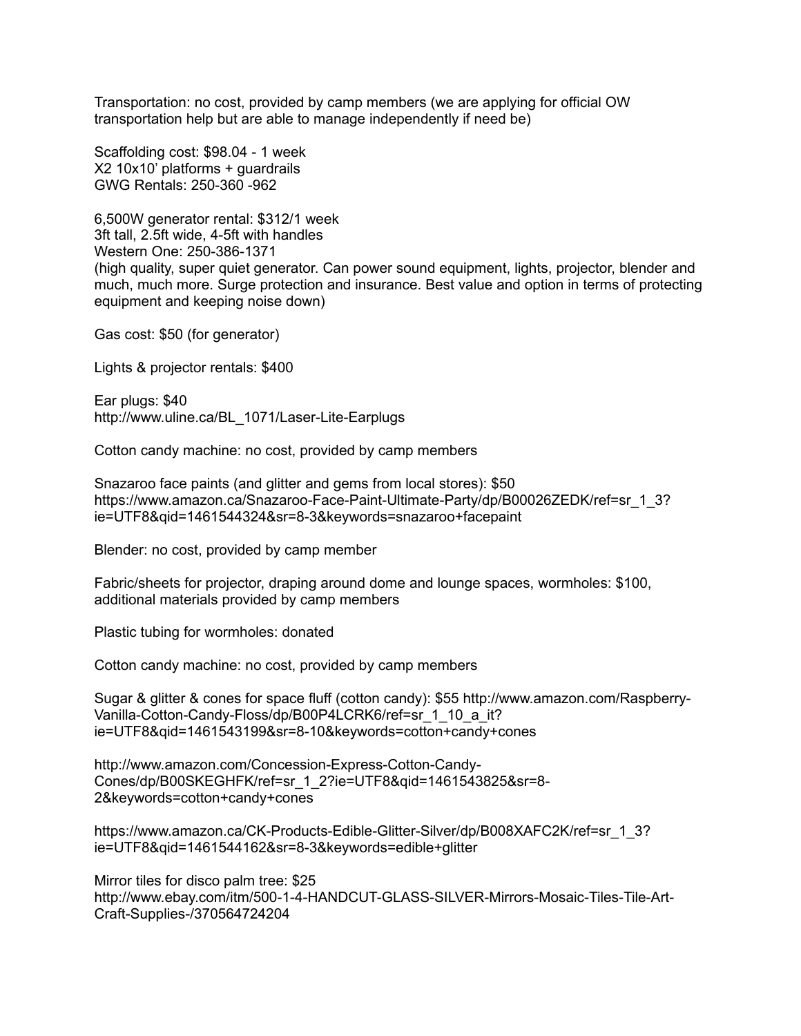Transportation: no cost, provided by camp members (we are applying for official OW transportation help but are able to manage independently if need be)

Scaffolding cost: $98.04 - 1 week
X2 10x10' platforms + guardrails
GWG Rentals: 250-360 -962

6,500W generator rental: $312/1 week
3ft tall, 2.5ft wide, 4-5ft with handles
Western One: 250-386-1371
(high quality, super quiet generator. Can power sound equipment, lights, projector, blender and much, much more. Surge protection and insurance. Best value and option in terms of protecting equipment and keeping noise down)

Gas cost: $50 (for generator)

Lights & projector rentals: $400

Ear plugs: $40
http://www.uline.ca/BL_1071/Laser-Lite-Earplugs

Cotton candy machine: no cost, provided by camp members

Snazaroo face paints (and glitter and gems from local stores): $50
https://www.amazon.ca/Snazaroo-Face-Paint-Ultimate-Party/dp/B00026ZEDK/ref=sr_1_3?ie=UTF8&qid=1461544324&sr=8-3&keywords=snazaroo+facepaint

Blender: no cost, provided by camp member

Fabric/sheets for projector, draping around dome and lounge spaces, wormholes: $100, additional materials provided by camp members

Plastic tubing for wormholes: donated

Cotton candy machine: no cost, provided by camp members

Sugar & glitter & cones for space fluff (cotton candy): $55 http://www.amazon.com/Raspberry-Vanilla-Cotton-Candy-Floss/dp/B00P4LCRK6/ref=sr_1_10_a_it?ie=UTF8&qid=1461543199&sr=8-10&keywords=cotton+candy+cones

http://www.amazon.com/Concession-Express-Cotton-Candy-Cones/dp/B00SKEGHFK/ref=sr_1_2?ie=UTF8&qid=1461543825&sr=8-2&keywords=cotton+candy+cones

https://www.amazon.ca/CK-Products-Edible-Glitter-Silver/dp/B008XAFC2K/ref=sr_1_3?ie=UTF8&qid=1461544162&sr=8-3&keywords=edible+glitter

Mirror tiles for disco palm tree: $25
http://www.ebay.com/itm/500-1-4-HANDCUT-GLASS-SILVER-Mirrors-Mosaic-Tiles-Tile-Art-Craft-Supplies-/370564724204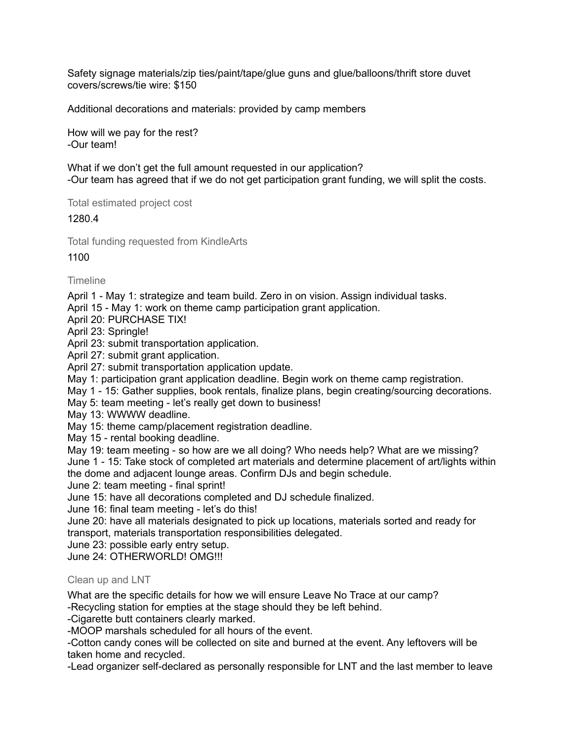Safety signage materials/zip ties/paint/tape/glue guns and glue/balloons/thrift store duvet covers/screws/tie wire: $150

Additional decorations and materials: provided by camp members

How will we pay for the rest?
-Our team!

What if we don't get the full amount requested in our application?
-Our team has agreed that if we do not get participation grant funding, we will split the costs.

Total estimated project cost

1280.4

Total funding requested from KindleArts

1100

Timeline

April 1 - May 1: strategize and team build. Zero in on vision. Assign individual tasks.
April 15 - May 1: work on theme camp participation grant application.
April 20: PURCHASE TIX!
April 23: Springle!
April 23: submit transportation application.
April 27: submit grant application.
April 27: submit transportation application update.
May 1: participation grant application deadline. Begin work on theme camp registration.
May 1 - 15: Gather supplies, book rentals, finalize plans, begin creating/sourcing decorations.
May 5: team meeting - let's really get down to business!
May 13: WWWW deadline.
May 15: theme camp/placement registration deadline.
May 15 - rental booking deadline.
May 19: team meeting - so how are we all doing? Who needs help? What are we missing?
June 1 - 15: Take stock of completed art materials and determine placement of art/lights within the dome and adjacent lounge areas. Confirm DJs and begin schedule.
June 2: team meeting - final sprint!
June 15: have all decorations completed and DJ schedule finalized.
June 16: final team meeting - let's do this!
June 20: have all materials designated to pick up locations, materials sorted and ready for transport, materials transportation responsibilities delegated.
June 23: possible early entry setup.
June 24: OTHERWORLD! OMG!!!

Clean up and LNT

What are the specific details for how we will ensure Leave No Trace at our camp?
-Recycling station for empties at the stage should they be left behind.
-Cigarette butt containers clearly marked.
-MOOP marshals scheduled for all hours of the event.
-Cotton candy cones will be collected on site and burned at the event. Any leftovers will be taken home and recycled.
-Lead organizer self-declared as personally responsible for LNT and the last member to leave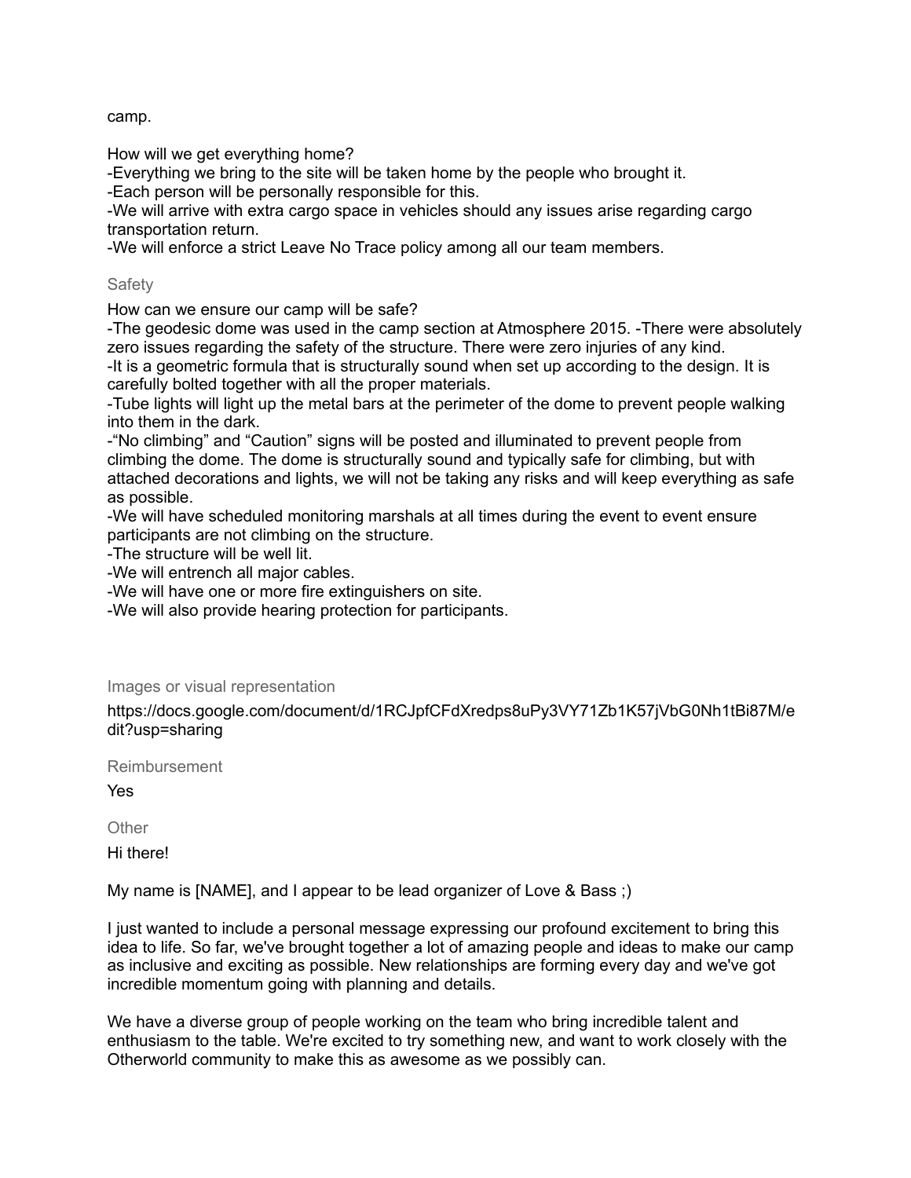camp.

How will we get everything home?
-Everything we bring to the site will be taken home by the people who brought it.
-Each person will be personally responsible for this.
-We will arrive with extra cargo space in vehicles should any issues arise regarding cargo transportation return.
-We will enforce a strict Leave No Trace policy among all our team members.

## Safety

How can we ensure our camp will be safe?
-The geodesic dome was used in the camp section at Atmosphere 2015. -There were absolutely zero issues regarding the safety of the structure. There were zero injuries of any kind.
-It is a geometric formula that is structurally sound when set up according to the design. It is carefully bolted together with all the proper materials.
-Tube lights will light up the metal bars at the perimeter of the dome to prevent people walking into them in the dark.
-“No climbing” and “Caution” signs will be posted and illuminated to prevent people from climbing the dome. The dome is structurally sound and typically safe for climbing, but with attached decorations and lights, we will not be taking any risks and will keep everything as safe as possible.
-We will have scheduled monitoring marshals at all times during the event to event ensure participants are not climbing on the structure.
-The structure will be well lit.
-We will entrench all major cables.
-We will have one or more fire extinguishers on site.
-We will also provide hearing protection for participants.

## Images or visual representation

https://docs.google.com/document/d/1RCJpfCFdXredps8uPy3VY71Zb1K57jVbG0Nh1tBi87M/edit?usp=sharing

## Reimbursement

Yes

## Other

Hi there!

My name is [NAME], and I appear to be lead organizer of Love & Bass ;)

I just wanted to include a personal message expressing our profound excitement to bring this idea to life. So far, we've brought together a lot of amazing people and ideas to make our camp as inclusive and exciting as possible. New relationships are forming every day and we've got incredible momentum going with planning and details.

We have a diverse group of people working on the team who bring incredible talent and enthusiasm to the table. We're excited to try something new, and want to work closely with the Otherworld community to make this as awesome as we possibly can.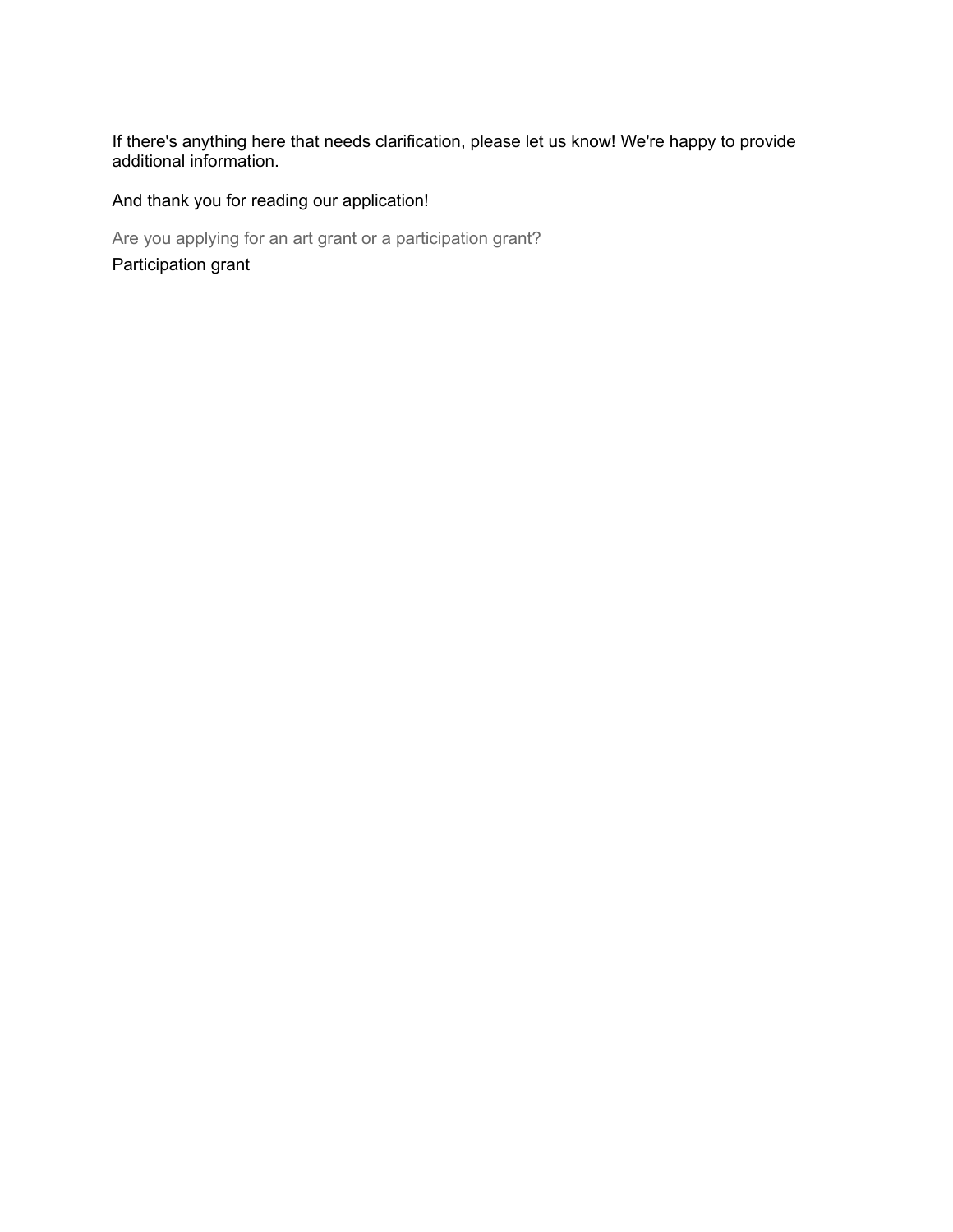If there's anything here that needs clarification, please let us know! We're happy to provide additional information.

And thank you for reading our application!

Are you applying for an art grant or a participation grant?

Participation grant